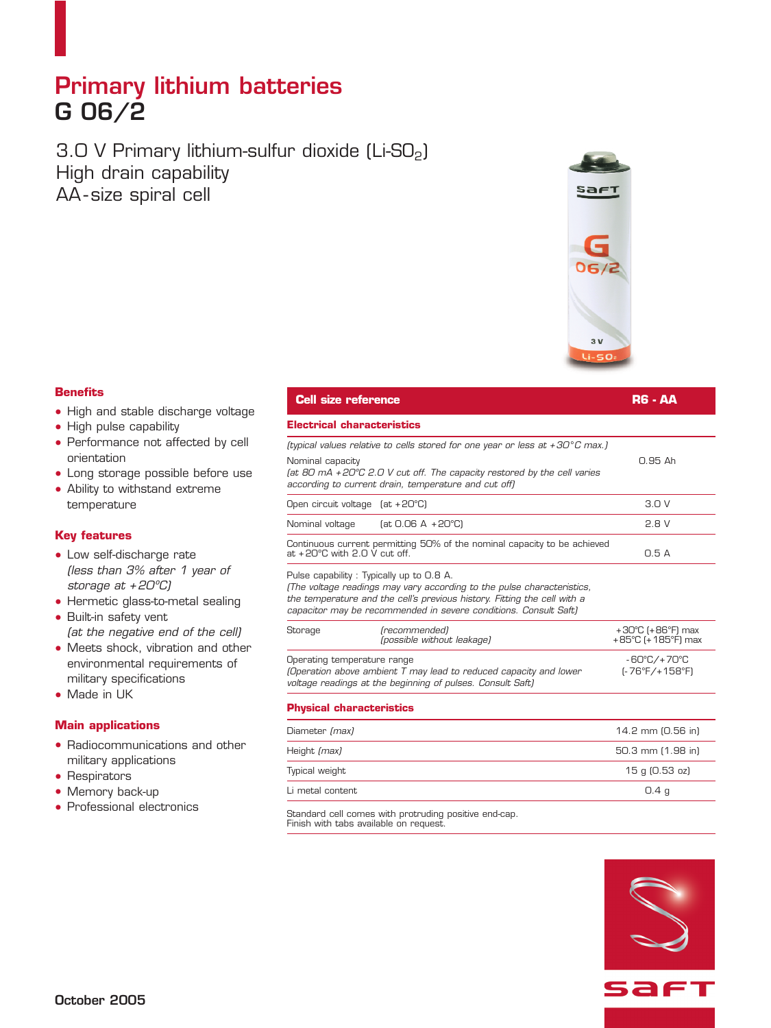# Primary lithium batteries
# G 06/2

3.0 V Primary lithium-sulfur dioxide (Li-$SO_2$)
High drain capability
AA-size spiral cell

### Benefits

- High and stable discharge voltage
- High pulse capability
- Performance not affected by cell orientation
- Long storage possible before use
- Ability to withstand extreme temperature

### Key features

- Low self-discharge rate *(less than 3% after 1 year of storage at +20°C)*
- Hermetic glass-to-metal sealing
- Built-in safety vent *(at the negative end of the cell)*
- Meets shock, vibration and other environmental requirements of military specifications
- Made in UK

### Main applications

- Radiocommunications and other military applications
- Respirators
- Memory back-up
- Professional electronics

| **Cell size reference** | | **R6 - AA** |
|---|---|---|
| **Electrical characteristics** | | |
| *(typical values relative to cells stored for one year or less at +30°C max.)* | | |
| Nominal capacity *(at 80 mA +20°C 2.0 V cut off. The capacity restored by the cell varies according to current drain, temperature and cut off)* | | 0.95 Ah |
| Open circuit voltage | (at +20°C) | 3.0 V |
| Nominal voltage | (at 0.06 A +20°C) | 2.8 V |
| Continuous current permitting 50% of the nominal capacity to be achieved at +20°C with 2.0 V cut off. | | 0.5 A |
| Pulse capability : Typically up to 0.8 A. *(The voltage readings may vary according to the pulse characteristics, the temperature and the cell's previous history. Fitting the cell with a capacitor may be recommended in severe conditions. Consult Saft)* | | |
| Storage | *(recommended)* *(possible without leakage)* | +30°C (+86°F) max +85°C (+185°F) max |
| Operating temperature range *(Operation above ambient T may lead to reduced capacity and lower voltage readings at the beginning of pulses. Consult Saft)* | | -60°C/+70°C (-76°F/+158°F) |
| **Physical characteristics** | | |
| Diameter *(max)* | | 14.2 mm (0.56 in) |
| Height *(max)* | | 50.3 mm (1.98 in) |
| Typical weight | | 15 g (0.53 oz) |
| Li metal content | | 0.4 g |

Standard cell comes with protruding positive end-cap.
Finish with tabs available on request.

October 2005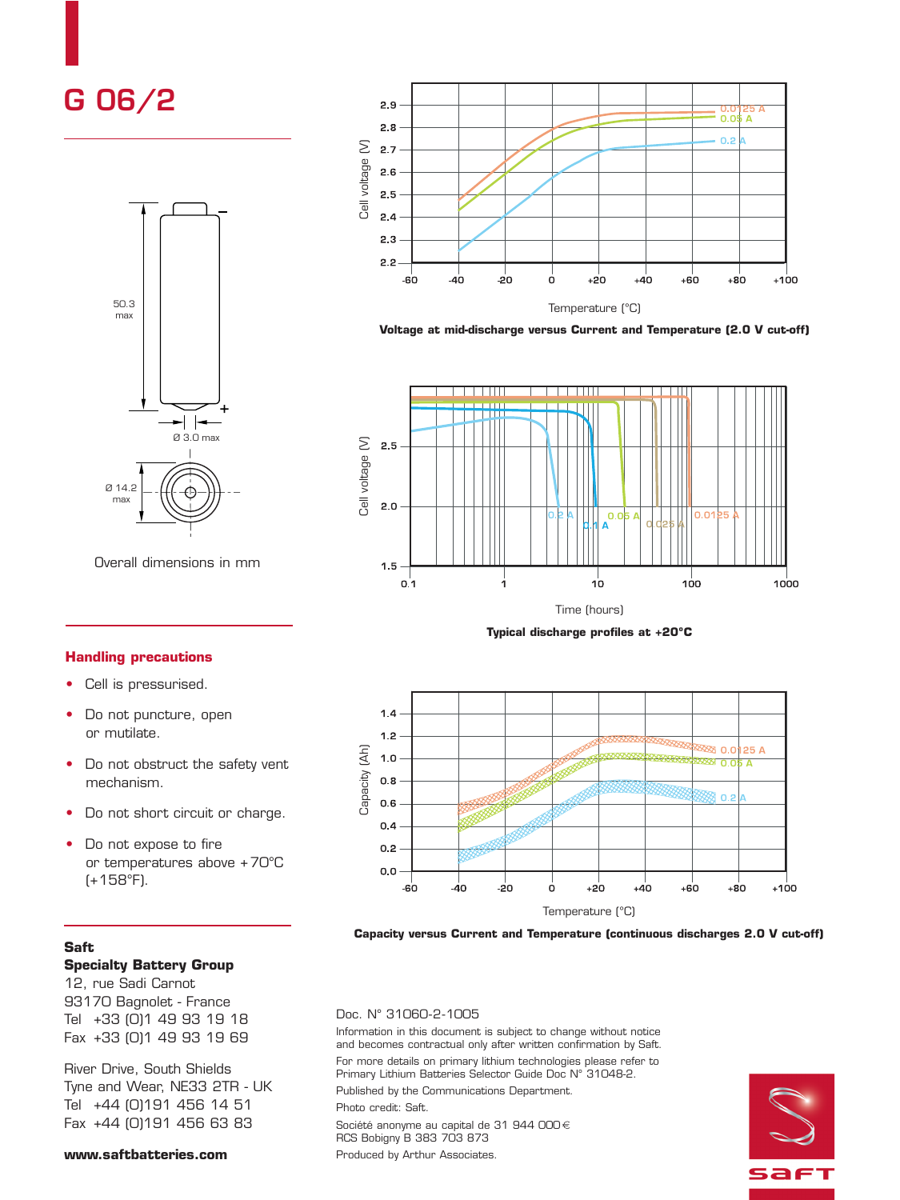# G 06/2

50.3
max

Ø 3.0 max

Ø 14.2
max

Overall dimensions in mm

## Handling precautions

- Cell is pressurised.
- Do not puncture, open or mutilate.
- Do not obstruct the safety vent mechanism.
- Do not short circuit or charge.
- Do not expose to fire or temperatures above +70°C (+158°F).

Cell voltage (V)

2.9
2.8
2.7
2.6
2.5
2.4
2.3
2.2

-60 -40 -20 0 +20 +40 +60 +80 +100

Temperature (°C)

0.0125 A
0.05 A
0.2 A

**Voltage at mid-discharge versus Current and Temperature (2.0 V cut-off)**

Cell voltage (V)

2.5
2.0
1.5

0.1 1 10 100 1000

Time (hours)

0.2 A
0.1 A
0.05 A
0.025 A
0.0125 A

**Typical discharge profiles at +20°C**

Capacity (Ah)

1.4
1.2
1.0
0.8
0.6
0.4
0.2
0.0

-60 -40 -20 0 +20 +40 +60 +80 +100

Temperature (°C)

0.0125 A
0.05 A
0.2 A

**Capacity versus Current and Temperature (continuous discharges 2.0 V cut-off)**

**Saft**
**Specialty Battery Group**
12, rue Sadi Carnot
93170 Bagnolet - France
Tel +33 (0)1 49 93 19 18
Fax +33 (0)1 49 93 19 69

River Drive, South Shields
Tyne and Wear, NE33 2TR - UK
Tel +44 (0)191 456 14 51
Fax +44 (0)191 456 63 83

**www.saftbatteries.com**

Doc. N° 31060-2-1005

Information in this document is subject to change without notice and becomes contractual only after written confirmation by Saft.

For more details on primary lithium technologies please refer to Primary Lithium Batteries Selector Guide Doc N° 31048-2.

Published by the Communications Department.

Photo credit: Saft.

Société anonyme au capital de 31 944 000 €
RCS Bobigny B 383 703 873

Produced by Arthur Associates.

saft